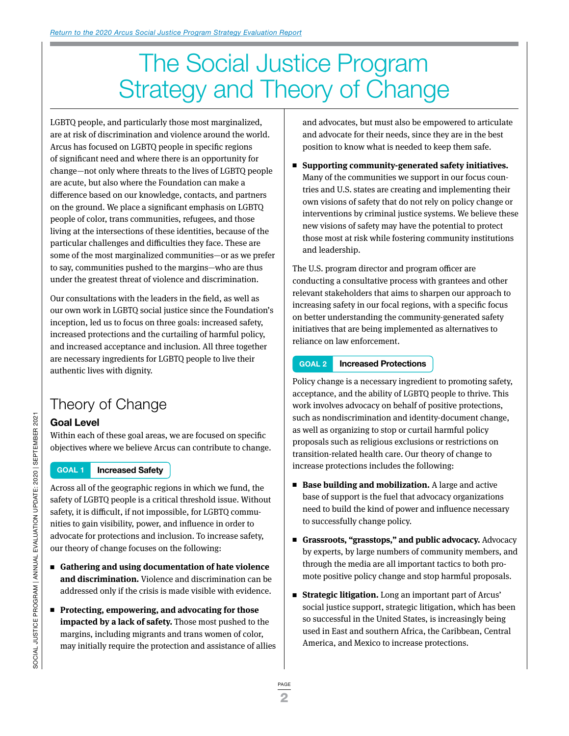[Return to the 2020 Arcus Social Justice Program Strategy Evaluation Report]

# The Social Justice Program Strategy and Theory of Change

LGBTQ people, and particularly those most marginalized, are at risk of discrimination and violence around the world. Arcus has focused on LGBTQ people in specific regions of significant need and where there is an opportunity for change—not only where threats to the lives of LGBTQ people are acute, but also where the Foundation can make a difference based on our knowledge, contacts, and partners on the ground. We place a significant emphasis on LGBTQ people of color, trans communities, refugees, and those living at the intersections of these identities, because of the particular challenges and difficulties they face. These are some of the most marginalized communities—or as we prefer to say, communities pushed to the margins—who are thus under the greatest threat of violence and discrimination.

Our consultations with the leaders in the field, as well as our own work in LGBTQ social justice since the Foundation's inception, led us to focus on three goals: increased safety, increased protections and the curtailing of harmful policy, and increased acceptance and inclusion. All three together are necessary ingredients for LGBTQ people to live their authentic lives with dignity.

## Theory of Change

### Goal Level

Within each of these goal areas, we are focused on specific objectives where we believe Arcus can contribute to change.

**GOAL 1 Increased Safety**

Across all of the geographic regions in which we fund, the safety of LGBTQ people is a critical threshold issue. Without safety, it is difficult, if not impossible, for LGBTQ communities to gain visibility, power, and influence in order to advocate for protections and inclusion. To increase safety, our theory of change focuses on the following:

- **Gathering and using documentation of hate violence and discrimination.** Violence and discrimination can be addressed only if the crisis is made visible with evidence.
- **Protecting, empowering, and advocating for those impacted by a lack of safety.** Those most pushed to the margins, including migrants and trans women of color, may initially require the protection and assistance of allies and advocates, but must also be empowered to articulate and advocate for their needs, since they are in the best position to know what is needed to keep them safe.
- **Supporting community-generated safety initiatives.** Many of the communities we support in our focus countries and U.S. states are creating and implementing their own visions of safety that do not rely on policy change or interventions by criminal justice systems. We believe these new visions of safety may have the potential to protect those most at risk while fostering community institutions and leadership.

The U.S. program director and program officer are conducting a consultative process with grantees and other relevant stakeholders that aims to sharpen our approach to increasing safety in our focal regions, with a specific focus on better understanding the community-generated safety initiatives that are being implemented as alternatives to reliance on law enforcement.

**GOAL 2 Increased Protections**

Policy change is a necessary ingredient to promoting safety, acceptance, and the ability of LGBTQ people to thrive. This work involves advocacy on behalf of positive protections, such as nondiscrimination and identity-document change, as well as organizing to stop or curtail harmful policy proposals such as religious exclusions or restrictions on transition-related health care. Our theory of change to increase protections includes the following:

- **Base building and mobilization.** A large and active base of support is the fuel that advocacy organizations need to build the kind of power and influence necessary to successfully change policy.
- **Grassroots, "grasstops," and public advocacy.** Advocacy by experts, by large numbers of community members, and through the media are all important tactics to both promote positive policy change and stop harmful proposals.
- **Strategic litigation.** Long an important part of Arcus' social justice support, strategic litigation, which has been so successful in the United States, is increasingly being used in East and southern Africa, the Caribbean, Central America, and Mexico to increase protections.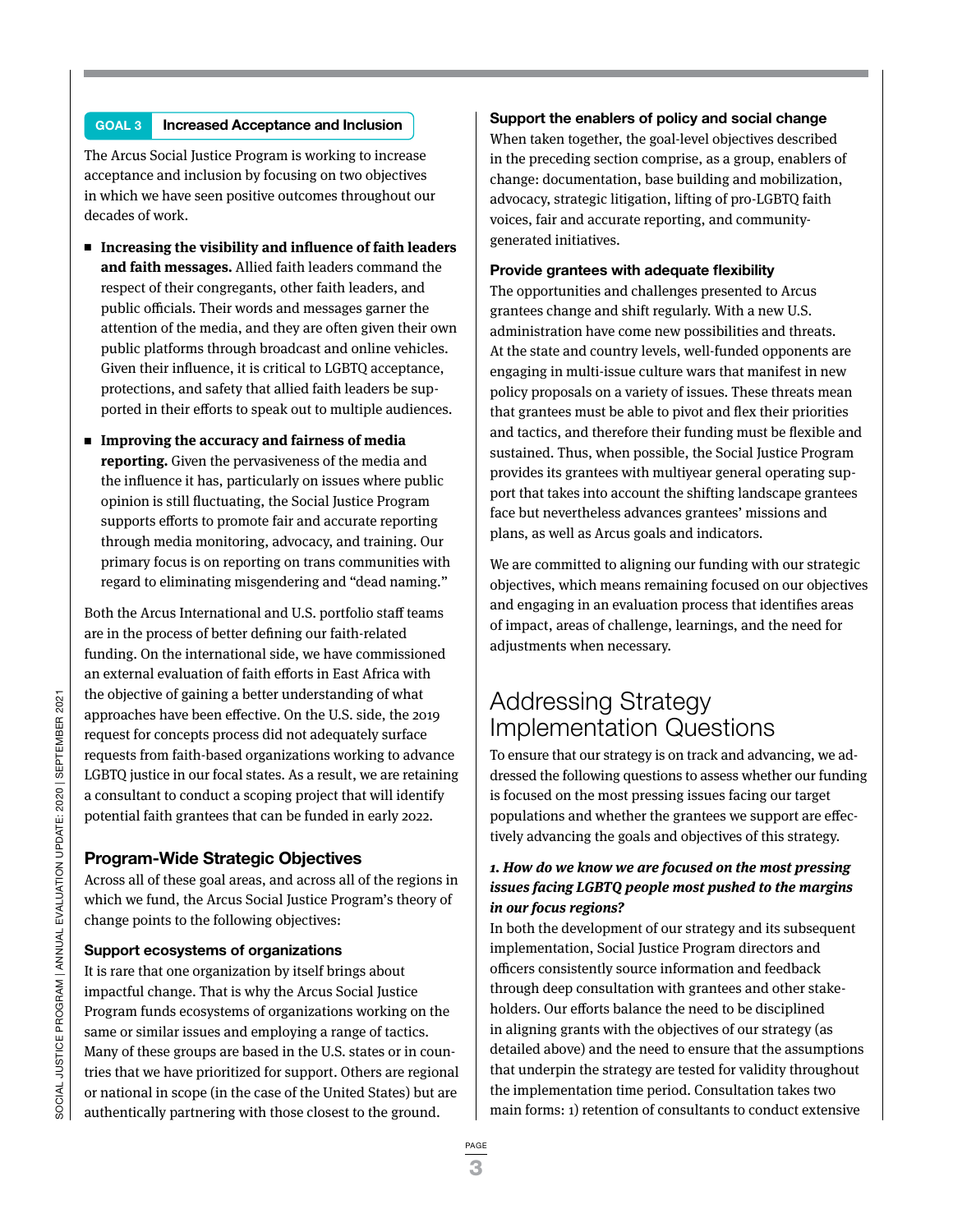## GOAL 3 Increased Acceptance and Inclusion

The Arcus Social Justice Program is working to increase acceptance and inclusion by focusing on two objectives in which we have seen positive outcomes throughout our decades of work.

- **Increasing the visibility and influence of faith leaders and faith messages.** Allied faith leaders command the respect of their congregants, other faith leaders, and public officials. Their words and messages garner the attention of the media, and they are often given their own public platforms through broadcast and online vehicles. Given their influence, it is critical to LGBTQ acceptance, protections, and safety that allied faith leaders be supported in their efforts to speak out to multiple audiences.
- **Improving the accuracy and fairness of media reporting.** Given the pervasiveness of the media and the influence it has, particularly on issues where public opinion is still fluctuating, the Social Justice Program supports efforts to promote fair and accurate reporting through media monitoring, advocacy, and training. Our primary focus is on reporting on trans communities with regard to eliminating misgendering and "dead naming."

Both the Arcus International and U.S. portfolio staff teams are in the process of better defining our faith-related funding. On the international side, we have commissioned an external evaluation of faith efforts in East Africa with the objective of gaining a better understanding of what approaches have been effective. On the U.S. side, the 2019 request for concepts process did not adequately surface requests from faith-based organizations working to advance LGBTQ justice in our focal states. As a result, we are retaining a consultant to conduct a scoping project that will identify potential faith grantees that can be funded in early 2022.

### Program-Wide Strategic Objectives

Across all of these goal areas, and across all of the regions in which we fund, the Arcus Social Justice Program's theory of change points to the following objectives:

#### Support ecosystems of organizations

It is rare that one organization by itself brings about impactful change. That is why the Arcus Social Justice Program funds ecosystems of organizations working on the same or similar issues and employing a range of tactics. Many of these groups are based in the U.S. states or in countries that we have prioritized for support. Others are regional or national in scope (in the case of the United States) but are authentically partnering with those closest to the ground.

#### Support the enablers of policy and social change

When taken together, the goal-level objectives described in the preceding section comprise, as a group, enablers of change: documentation, base building and mobilization, advocacy, strategic litigation, lifting of pro-LGBTQ faith voices, fair and accurate reporting, and community-generated initiatives.

#### Provide grantees with adequate flexibility

The opportunities and challenges presented to Arcus grantees change and shift regularly. With a new U.S. administration have come new possibilities and threats. At the state and country levels, well-funded opponents are engaging in multi-issue culture wars that manifest in new policy proposals on a variety of issues. These threats mean that grantees must be able to pivot and flex their priorities and tactics, and therefore their funding must be flexible and sustained. Thus, when possible, the Social Justice Program provides its grantees with multiyear general operating support that takes into account the shifting landscape grantees face but nevertheless advances grantees' missions and plans, as well as Arcus goals and indicators.

We are committed to aligning our funding with our strategic objectives, which means remaining focused on our objectives and engaging in an evaluation process that identifies areas of impact, areas of challenge, learnings, and the need for adjustments when necessary.

## Addressing Strategy Implementation Questions

To ensure that our strategy is on track and advancing, we addressed the following questions to assess whether our funding is focused on the most pressing issues facing our target populations and whether the grantees we support are effectively advancing the goals and objectives of this strategy.

***1. How do we know we are focused on the most pressing issues facing LGBTQ people most pushed to the margins in our focus regions?***

In both the development of our strategy and its subsequent implementation, Social Justice Program directors and officers consistently source information and feedback through deep consultation with grantees and other stakeholders. Our efforts balance the need to be disciplined in aligning grants with the objectives of our strategy (as detailed above) and the need to ensure that the assumptions that underpin the strategy are tested for validity throughout the implementation time period. Consultation takes two main forms: 1) retention of consultants to conduct extensive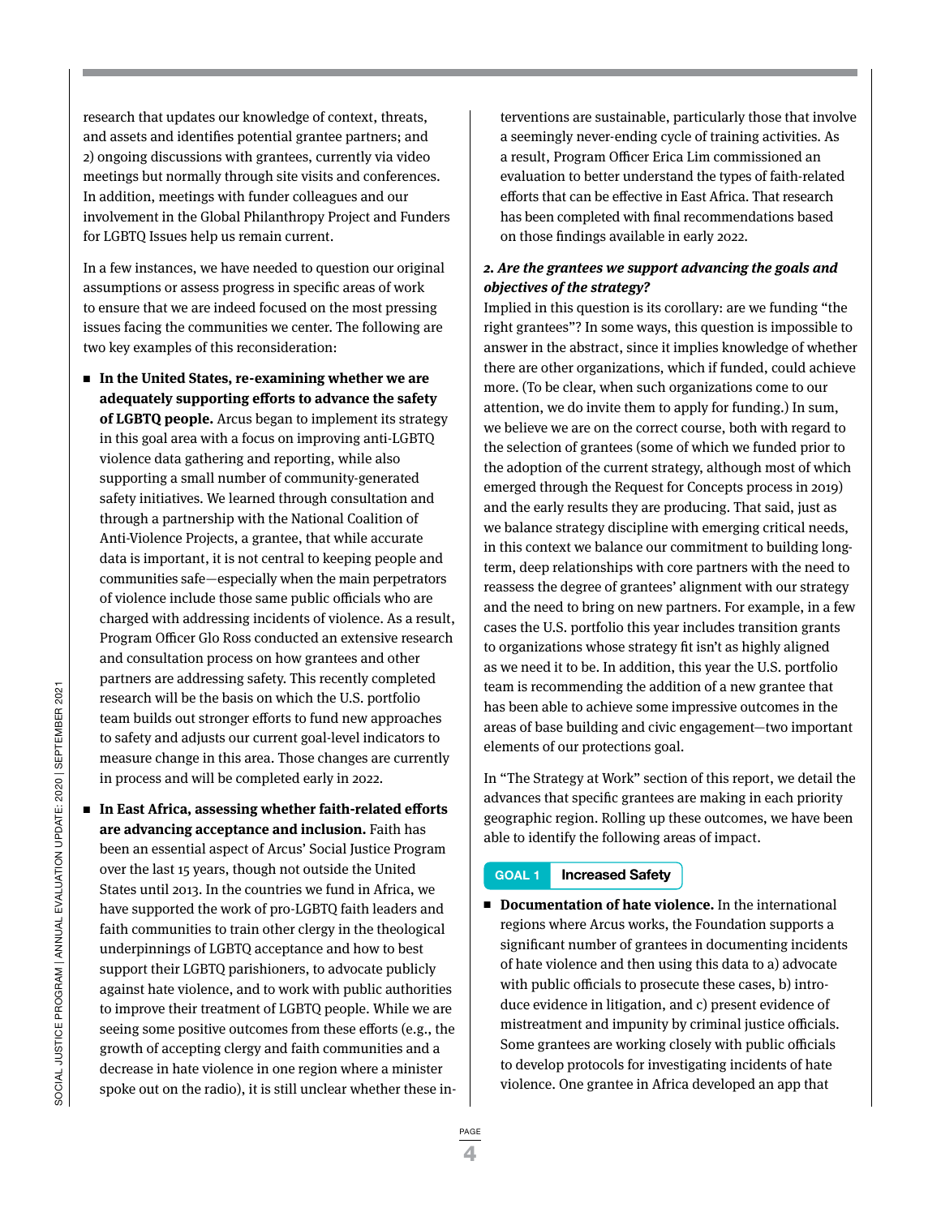research that updates our knowledge of context, threats, and assets and identifies potential grantee partners; and 2) ongoing discussions with grantees, currently via video meetings but normally through site visits and conferences. In addition, meetings with funder colleagues and our involvement in the Global Philanthropy Project and Funders for LGBTQ Issues help us remain current.

In a few instances, we have needed to question our original assumptions or assess progress in specific areas of work to ensure that we are indeed focused on the most pressing issues facing the communities we center. The following are two key examples of this reconsideration:

- **In the United States, re-examining whether we are adequately supporting efforts to advance the safety of LGBTQ people.** Arcus began to implement its strategy in this goal area with a focus on improving anti-LGBTQ violence data gathering and reporting, while also supporting a small number of community-generated safety initiatives. We learned through consultation and through a partnership with the National Coalition of Anti-Violence Projects, a grantee, that while accurate data is important, it is not central to keeping people and communities safe—especially when the main perpetrators of violence include those same public officials who are charged with addressing incidents of violence. As a result, Program Officer Glo Ross conducted an extensive research and consultation process on how grantees and other partners are addressing safety. This recently completed research will be the basis on which the U.S. portfolio team builds out stronger efforts to fund new approaches to safety and adjusts our current goal-level indicators to measure change in this area. Those changes are currently in process and will be completed early in 2022.
- **In East Africa, assessing whether faith-related efforts are advancing acceptance and inclusion.** Faith has been an essential aspect of Arcus' Social Justice Program over the last 15 years, though not outside the United States until 2013. In the countries we fund in Africa, we have supported the work of pro-LGBTQ faith leaders and faith communities to train other clergy in the theological underpinnings of LGBTQ acceptance and how to best support their LGBTQ parishioners, to advocate publicly against hate violence, and to work with public authorities to improve their treatment of LGBTQ people. While we are seeing some positive outcomes from these efforts (e.g., the growth of accepting clergy and faith communities and a decrease in hate violence in one region where a minister spoke out on the radio), it is still unclear whether these interventions are sustainable, particularly those that involve a seemingly never-ending cycle of training activities. As a result, Program Officer Erica Lim commissioned an evaluation to better understand the types of faith-related efforts that can be effective in East Africa. That research has been completed with final recommendations based on those findings available in early 2022.

***2. Are the grantees we support advancing the goals and objectives of the strategy?***

Implied in this question is its corollary: are we funding "the right grantees"? In some ways, this question is impossible to answer in the abstract, since it implies knowledge of whether there are other organizations, which if funded, could achieve more. (To be clear, when such organizations come to our attention, we do invite them to apply for funding.) In sum, we believe we are on the correct course, both with regard to the selection of grantees (some of which we funded prior to the adoption of the current strategy, although most of which emerged through the Request for Concepts process in 2019) and the early results they are producing. That said, just as we balance strategy discipline with emerging critical needs, in this context we balance our commitment to building long-term, deep relationships with core partners with the need to reassess the degree of grantees' alignment with our strategy and the need to bring on new partners. For example, in a few cases the U.S. portfolio this year includes transition grants to organizations whose strategy fit isn't as highly aligned as we need it to be. In addition, this year the U.S. portfolio team is recommending the addition of a new grantee that has been able to achieve some impressive outcomes in the areas of base building and civic engagement—two important elements of our protections goal.

In "The Strategy at Work" section of this report, we detail the advances that specific grantees are making in each priority geographic region. Rolling up these outcomes, we have been able to identify the following areas of impact.

**GOAL 1** **Increased Safety**

- **Documentation of hate violence.** In the international regions where Arcus works, the Foundation supports a significant number of grantees in documenting incidents of hate violence and then using this data to a) advocate with public officials to prosecute these cases, b) introduce evidence in litigation, and c) present evidence of mistreatment and impunity by criminal justice officials. Some grantees are working closely with public officials to develop protocols for investigating incidents of hate violence. One grantee in Africa developed an app that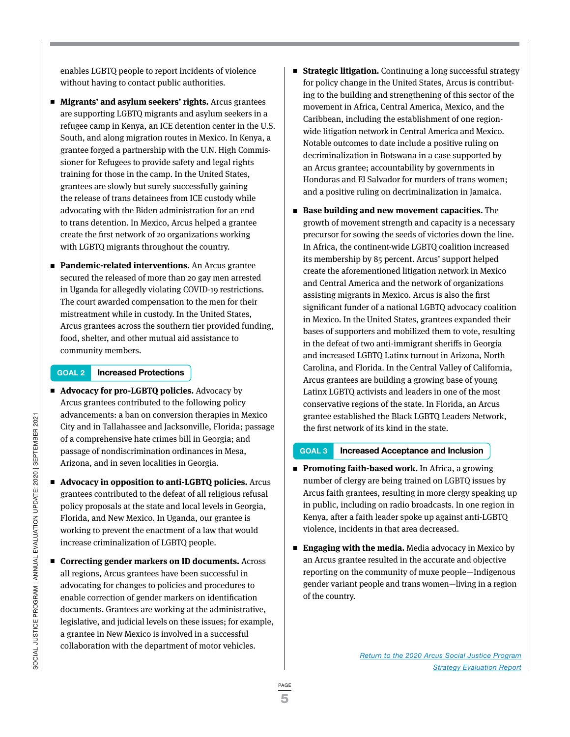enables LGBTQ people to report incidents of violence without having to contact public authorities.

- **Migrants' and asylum seekers' rights.** Arcus grantees are supporting LGBTQ migrants and asylum seekers in a refugee camp in Kenya, an ICE detention center in the U.S. South, and along migration routes in Mexico. In Kenya, a grantee forged a partnership with the U.N. High Commissioner for Refugees to provide safety and legal rights training for those in the camp. In the United States, grantees are slowly but surely successfully gaining the release of trans detainees from ICE custody while advocating with the Biden administration for an end to trans detention. In Mexico, Arcus helped a grantee create the first network of 20 organizations working with LGBTQ migrants throughout the country.

- **Pandemic-related interventions.** An Arcus grantee secured the released of more than 20 gay men arrested in Uganda for allegedly violating COVID-19 restrictions. The court awarded compensation to the men for their mistreatment while in custody. In the United States, Arcus grantees across the southern tier provided funding, food, shelter, and other mutual aid assistance to community members.

## GOAL 2 Increased Protections

- **Advocacy for pro-LGBTQ policies.** Advocacy by Arcus grantees contributed to the following policy advancements: a ban on conversion therapies in Mexico City and in Tallahassee and Jacksonville, Florida; passage of a comprehensive hate crimes bill in Georgia; and passage of nondiscrimination ordinances in Mesa, Arizona, and in seven localities in Georgia.

- **Advocacy in opposition to anti-LGBTQ policies.** Arcus grantees contributed to the defeat of all religious refusal policy proposals at the state and local levels in Georgia, Florida, and New Mexico. In Uganda, our grantee is working to prevent the enactment of a law that would increase criminalization of LGBTQ people.

- **Correcting gender markers on ID documents.** Across all regions, Arcus grantees have been successful in advocating for changes to policies and procedures to enable correction of gender markers on identification documents. Grantees are working at the administrative, legislative, and judicial levels on these issues; for example, a grantee in New Mexico is involved in a successful collaboration with the department of motor vehicles.

- **Strategic litigation.** Continuing a long successful strategy for policy change in the United States, Arcus is contributing to the building and strengthening of this sector of the movement in Africa, Central America, Mexico, and the Caribbean, including the establishment of one region-wide litigation network in Central America and Mexico. Notable outcomes to date include a positive ruling on decriminalization in Botswana in a case supported by an Arcus grantee; accountability by governments in Honduras and El Salvador for murders of trans women; and a positive ruling on decriminalization in Jamaica.

- **Base building and new movement capacities.** The growth of movement strength and capacity is a necessary precursor for sowing the seeds of victories down the line. In Africa, the continent-wide LGBTQ coalition increased its membership by 85 percent. Arcus' support helped create the aforementioned litigation network in Mexico and Central America and the network of organizations assisting migrants in Mexico. Arcus is also the first significant funder of a national LGBTQ advocacy coalition in Mexico. In the United States, grantees expanded their bases of supporters and mobilized them to vote, resulting in the defeat of two anti-immigrant sheriffs in Georgia and increased LGBTQ Latinx turnout in Arizona, North Carolina, and Florida. In the Central Valley of California, Arcus grantees are building a growing base of young Latinx LGBTQ activists and leaders in one of the most conservative regions of the state. In Florida, an Arcus grantee established the Black LGBTQ Leaders Network, the first network of its kind in the state.

## GOAL 3 Increased Acceptance and Inclusion

- **Promoting faith-based work.** In Africa, a growing number of clergy are being trained on LGBTQ issues by Arcus faith grantees, resulting in more clergy speaking up in public, including on radio broadcasts. In one region in Kenya, after a faith leader spoke up against anti-LGBTQ violence, incidents in that area decreased.

- **Engaging with the media.** Media advocacy in Mexico by an Arcus grantee resulted in the accurate and objective reporting on the community of muxe people—Indigenous gender variant people and trans women—living in a region of the country.

*Return to the 2020 Arcus Social Justice Program Strategy Evaluation Report*